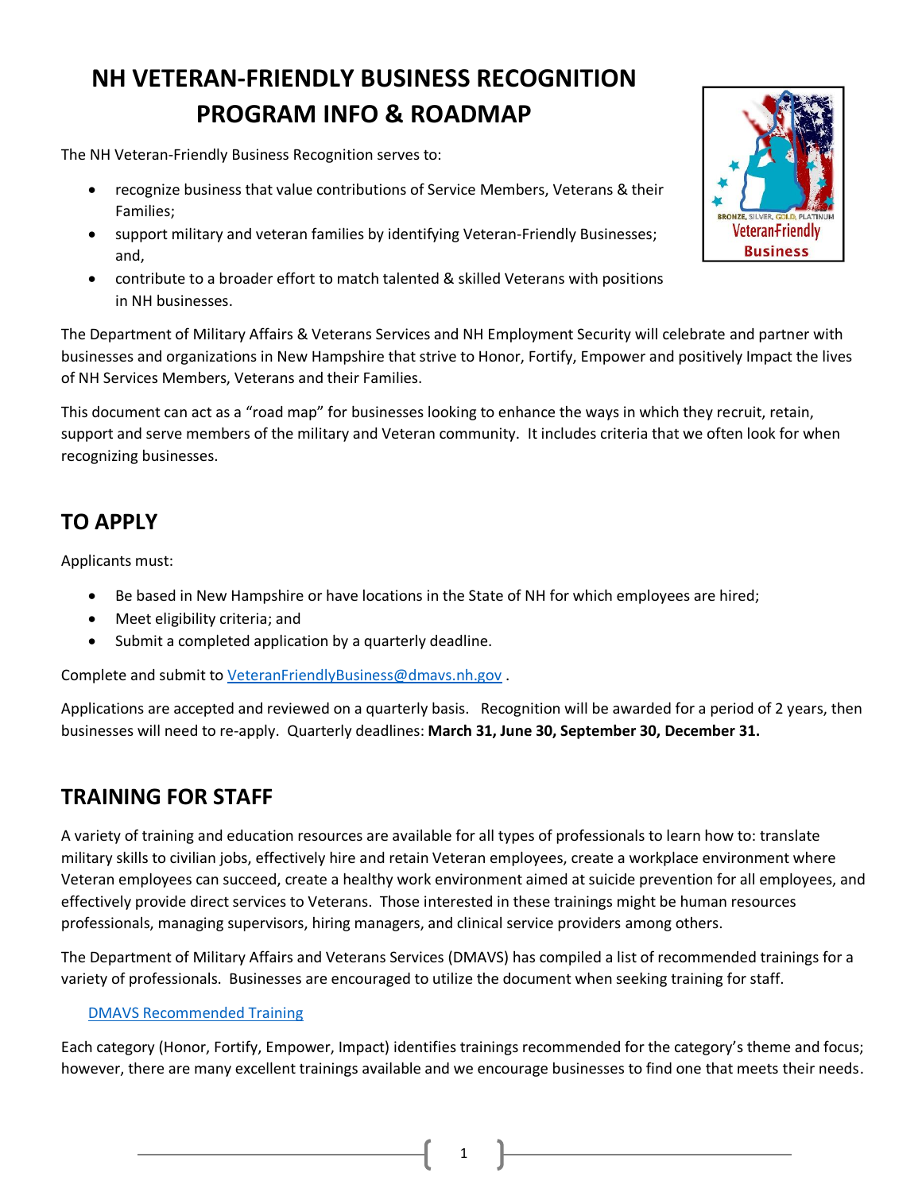# NH VETERAN-FRIENDLY BUSINESS RECOGNITION PROGRAM INFO & ROADMAP

The NH Veteran-Friendly Business Recognition serves to:

- recognize business that value contributions of Service Members, Veterans & their Families;
- support military and veteran families by identifying Veteran-Friendly Businesses; and,
- contribute to a broader effort to match talented & skilled Veterans with positions in NH businesses.

The Department of Military Affairs & Veterans Services and NH Employment Security will celebrate and partner with businesses and organizations in New Hampshire that strive to Honor, Fortify, Empower and positively Impact the lives of NH Services Members, Veterans and their Families.

This document can act as a "road map" for businesses looking to enhance the ways in which they recruit, retain, support and serve members of the military and Veteran community. It includes criteria that we often look for when recognizing businesses.

## TO APPLY

Applicants must:

- Be based in New Hampshire or have locations in the State of NH for which employees are hired;
- Meet eligibility criteria; and
- Submit a completed application by a quarterly deadline.

Complete and submit to VeteranFriendlyBusiness@dmavs.nh.gov .

Applications are accepted and reviewed on a quarterly basis. Recognition will be awarded for a period of 2 years, then businesses will need to re-apply. Quarterly deadlines: **March 31, June 30, September 30, December 31.**

## TRAINING FOR STAFF

A variety of training and education resources are available for all types of professionals to learn how to: translate military skills to civilian jobs, effectively hire and retain Veteran employees, create a workplace environment where Veteran employees can succeed, create a healthy work environment aimed at suicide prevention for all employees, and effectively provide direct services to Veterans. Those interested in these trainings might be human resources professionals, managing supervisors, hiring managers, and clinical service providers among others.

The Department of Military Affairs and Veterans Services (DMAVS) has compiled a list of recommended trainings for a variety of professionals. Businesses are encouraged to utilize the document when seeking training for staff.

DMAVS Recommended Training

Each category (Honor, Fortify, Empower, Impact) identifies trainings recommended for the category's theme and focus; however, there are many excellent trainings available and we encourage businesses to find one that meets their needs.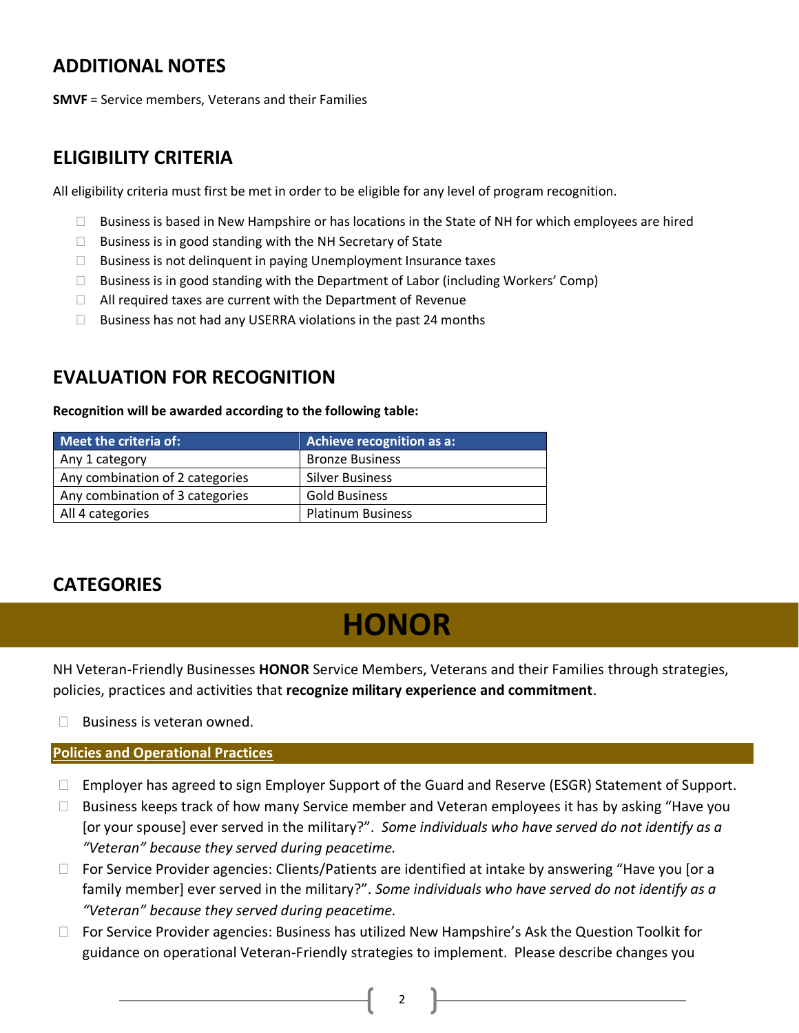## ADDITIONAL NOTES

**SMVF** = Service members, Veterans and their Families

## ELIGIBILITY CRITERIA

All eligibility criteria must first be met in order to be eligible for any level of program recognition.

- ☐ Business is based in New Hampshire or has locations in the State of NH for which employees are hired
- ☐ Business is in good standing with the NH Secretary of State
- ☐ Business is not delinquent in paying Unemployment Insurance taxes
- ☐ Business is in good standing with the Department of Labor (including Workers' Comp)
- ☐ All required taxes are current with the Department of Revenue
- ☐ Business has not had any USERRA violations in the past 24 months

## EVALUATION FOR RECOGNITION

**Recognition will be awarded according to the following table:**

| Meet the criteria of: | Achieve recognition as a: |
|---|---|
| Any 1 category | Bronze Business |
| Any combination of 2 categories | Silver Business |
| Any combination of 3 categories | Gold Business |
| All 4 categories | Platinum Business |

## CATEGORIES

# HONOR

NH Veteran-Friendly Businesses **HONOR** Service Members, Veterans and their Families through strategies, policies, practices and activities that **recognize military experience and commitment**.

- ☐ Business is veteran owned.

### Policies and Operational Practices

- ☐ Employer has agreed to sign Employer Support of the Guard and Reserve (ESGR) Statement of Support.
- ☐ Business keeps track of how many Service member and Veteran employees it has by asking "Have you [or your spouse] ever served in the military?". *Some individuals who have served do not identify as a "Veteran" because they served during peacetime.*
- ☐ For Service Provider agencies: Clients/Patients are identified at intake by answering "Have you [or a family member] ever served in the military?". *Some individuals who have served do not identify as a "Veteran" because they served during peacetime.*
- ☐ For Service Provider agencies: Business has utilized New Hampshire's Ask the Question Toolkit for guidance on operational Veteran-Friendly strategies to implement. Please describe changes you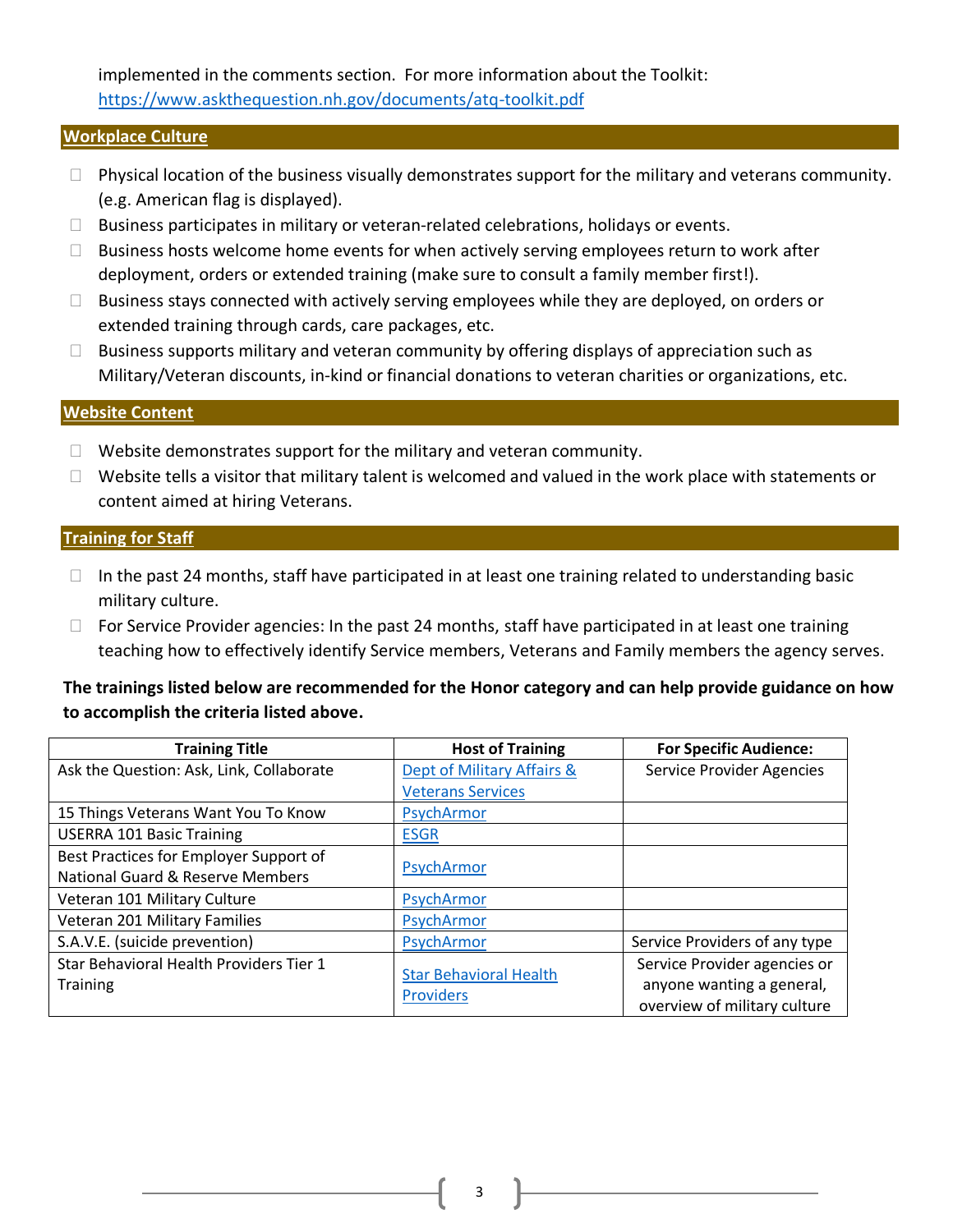implemented in the comments section. For more information about the Toolkit: https://www.askthequestion.nh.gov/documents/atq-toolkit.pdf

## Workplace Culture

- ☐ Physical location of the business visually demonstrates support for the military and veterans community. (e.g. American flag is displayed).
- ☐ Business participates in military or veteran-related celebrations, holidays or events.
- ☐ Business hosts welcome home events for when actively serving employees return to work after deployment, orders or extended training (make sure to consult a family member first!).
- ☐ Business stays connected with actively serving employees while they are deployed, on orders or extended training through cards, care packages, etc.
- ☐ Business supports military and veteran community by offering displays of appreciation such as Military/Veteran discounts, in-kind or financial donations to veteran charities or organizations, etc.

## Website Content

- ☐ Website demonstrates support for the military and veteran community.
- ☐ Website tells a visitor that military talent is welcomed and valued in the work place with statements or content aimed at hiring Veterans.

## Training for Staff

- ☐ In the past 24 months, staff have participated in at least one training related to understanding basic military culture.
- ☐ For Service Provider agencies: In the past 24 months, staff have participated in at least one training teaching how to effectively identify Service members, Veterans and Family members the agency serves.

**The trainings listed below are recommended for the Honor category and can help provide guidance on how to accomplish the criteria listed above.**

| Training Title | Host of Training | For Specific Audience: |
|---|---|---|
| Ask the Question: Ask, Link, Collaborate | Dept of Military Affairs & Veterans Services | Service Provider Agencies |
| 15 Things Veterans Want You To Know | PsychArmor | |
| USERRA 101 Basic Training | ESGR | |
| Best Practices for Employer Support of National Guard & Reserve Members | PsychArmor | |
| Veteran 101 Military Culture | PsychArmor | |
| Veteran 201 Military Families | PsychArmor | |
| S.A.V.E. (suicide prevention) | PsychArmor | Service Providers of any type |
| Star Behavioral Health Providers Tier 1 Training | Star Behavioral Health Providers | Service Provider agencies or anyone wanting a general, overview of military culture |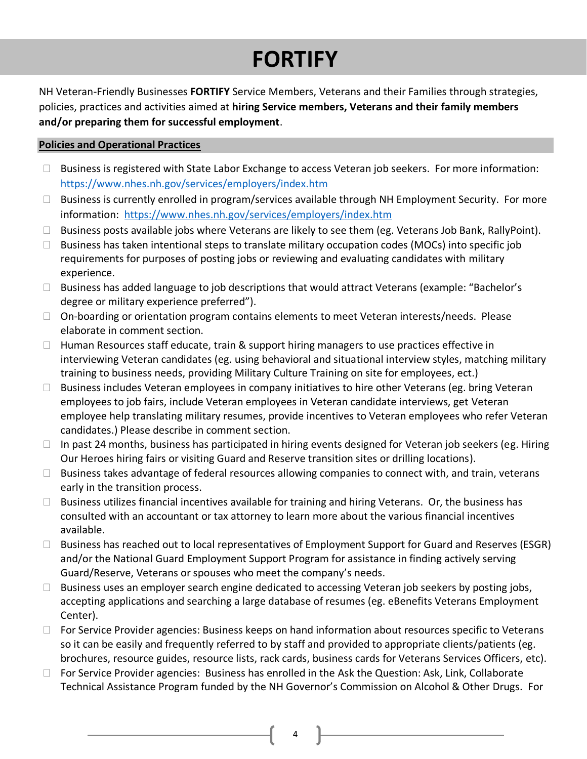# FORTIFY

NH Veteran-Friendly Businesses **FORTIFY** Service Members, Veterans and their Families through strategies, policies, practices and activities aimed at **hiring Service members, Veterans and their family members and/or preparing them for successful employment**.

**Policies and Operational Practices**

- ☐ Business is registered with State Labor Exchange to access Veteran job seekers. For more information: https://www.nhes.nh.gov/services/employers/index.htm
- ☐ Business is currently enrolled in program/services available through NH Employment Security. For more information: https://www.nhes.nh.gov/services/employers/index.htm
- ☐ Business posts available jobs where Veterans are likely to see them (eg. Veterans Job Bank, RallyPoint).
- ☐ Business has taken intentional steps to translate military occupation codes (MOCs) into specific job requirements for purposes of posting jobs or reviewing and evaluating candidates with military experience.
- ☐ Business has added language to job descriptions that would attract Veterans (example: "Bachelor's degree or military experience preferred").
- ☐ On-boarding or orientation program contains elements to meet Veteran interests/needs. Please elaborate in comment section.
- ☐ Human Resources staff educate, train & support hiring managers to use practices effective in interviewing Veteran candidates (eg. using behavioral and situational interview styles, matching military training to business needs, providing Military Culture Training on site for employees, ect.)
- ☐ Business includes Veteran employees in company initiatives to hire other Veterans (eg. bring Veteran employees to job fairs, include Veteran employees in Veteran candidate interviews, get Veteran employee help translating military resumes, provide incentives to Veteran employees who refer Veteran candidates.) Please describe in comment section.
- ☐ In past 24 months, business has participated in hiring events designed for Veteran job seekers (eg. Hiring Our Heroes hiring fairs or visiting Guard and Reserve transition sites or drilling locations).
- ☐ Business takes advantage of federal resources allowing companies to connect with, and train, veterans early in the transition process.
- ☐ Business utilizes financial incentives available for training and hiring Veterans. Or, the business has consulted with an accountant or tax attorney to learn more about the various financial incentives available.
- ☐ Business has reached out to local representatives of Employment Support for Guard and Reserves (ESGR) and/or the National Guard Employment Support Program for assistance in finding actively serving Guard/Reserve, Veterans or spouses who meet the company's needs.
- ☐ Business uses an employer search engine dedicated to accessing Veteran job seekers by posting jobs, accepting applications and searching a large database of resumes (eg. eBenefits Veterans Employment Center).
- ☐ For Service Provider agencies: Business keeps on hand information about resources specific to Veterans so it can be easily and frequently referred to by staff and provided to appropriate clients/patients (eg. brochures, resource guides, resource lists, rack cards, business cards for Veterans Services Officers, etc).
- ☐ For Service Provider agencies: Business has enrolled in the Ask the Question: Ask, Link, Collaborate Technical Assistance Program funded by the NH Governor's Commission on Alcohol & Other Drugs. For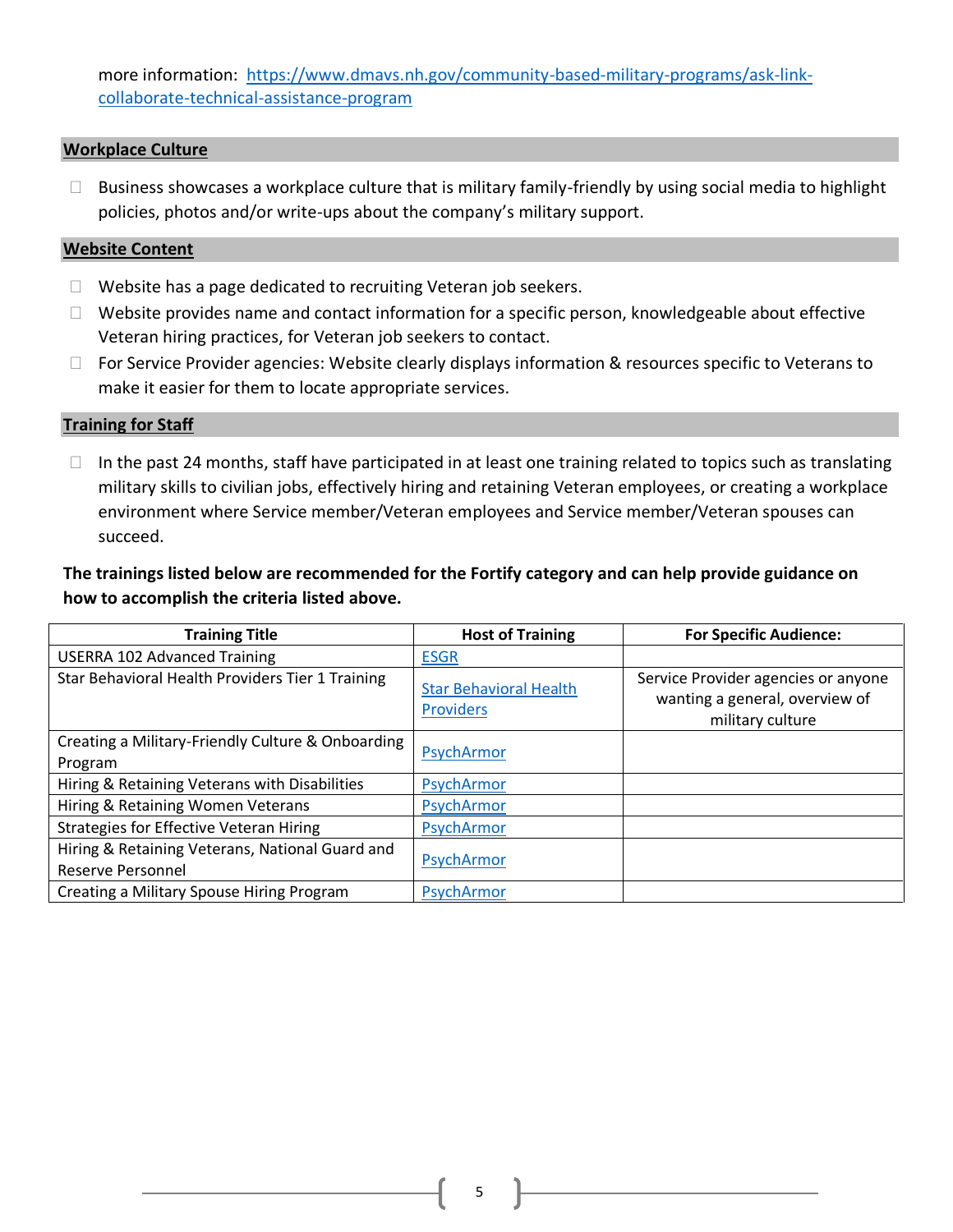more information: https://www.dmavs.nh.gov/community-based-military-programs/ask-link-collaborate-technical-assistance-program

## Workplace Culture

- ☐ Business showcases a workplace culture that is military family-friendly by using social media to highlight policies, photos and/or write-ups about the company's military support.

## Website Content

- ☐ Website has a page dedicated to recruiting Veteran job seekers.
- ☐ Website provides name and contact information for a specific person, knowledgeable about effective Veteran hiring practices, for Veteran job seekers to contact.
- ☐ For Service Provider agencies: Website clearly displays information & resources specific to Veterans to make it easier for them to locate appropriate services.

## Training for Staff

- ☐ In the past 24 months, staff have participated in at least one training related to topics such as translating military skills to civilian jobs, effectively hiring and retaining Veteran employees, or creating a workplace environment where Service member/Veteran employees and Service member/Veteran spouses can succeed.

**The trainings listed below are recommended for the Fortify category and can help provide guidance on how to accomplish the criteria listed above.**

| Training Title | Host of Training | For Specific Audience: |
|---|---|---|
| USERRA 102 Advanced Training | ESGR | |
| Star Behavioral Health Providers Tier 1 Training | Star Behavioral Health Providers | Service Provider agencies or anyone wanting a general, overview of military culture |
| Creating a Military-Friendly Culture & Onboarding Program | PsychArmor | |
| Hiring & Retaining Veterans with Disabilities | PsychArmor | |
| Hiring & Retaining Women Veterans | PsychArmor | |
| Strategies for Effective Veteran Hiring | PsychArmor | |
| Hiring & Retaining Veterans, National Guard and Reserve Personnel | PsychArmor | |
| Creating a Military Spouse Hiring Program | PsychArmor | |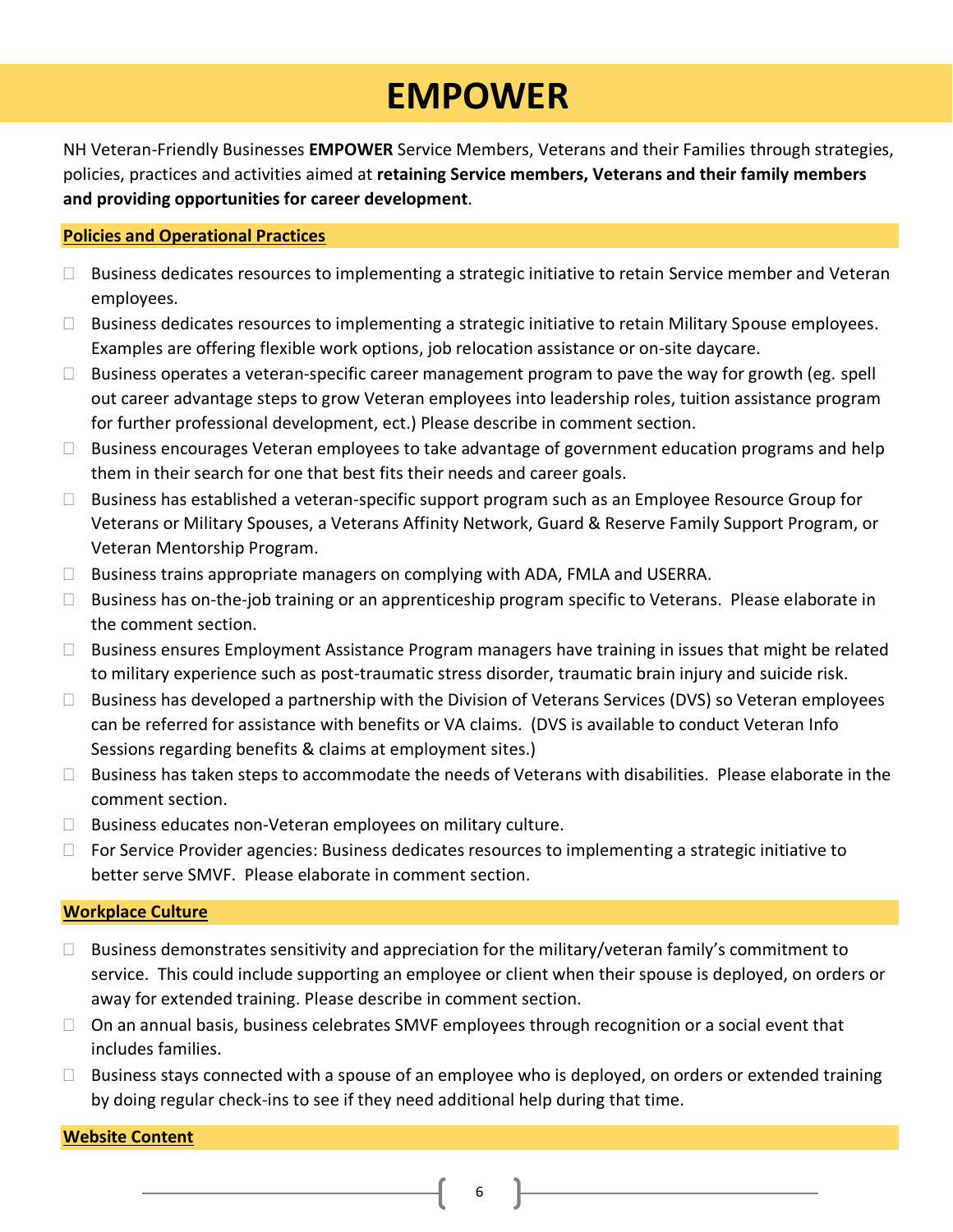# EMPOWER

NH Veteran-Friendly Businesses **EMPOWER** Service Members, Veterans and their Families through strategies, policies, practices and activities aimed at **retaining Service members, Veterans and their family members and providing opportunities for career development**.

## Policies and Operational Practices

- ☐ Business dedicates resources to implementing a strategic initiative to retain Service member and Veteran employees.
- ☐ Business dedicates resources to implementing a strategic initiative to retain Military Spouse employees. Examples are offering flexible work options, job relocation assistance or on-site daycare.
- ☐ Business operates a veteran-specific career management program to pave the way for growth (eg. spell out career advantage steps to grow Veteran employees into leadership roles, tuition assistance program for further professional development, ect.) Please describe in comment section.
- ☐ Business encourages Veteran employees to take advantage of government education programs and help them in their search for one that best fits their needs and career goals.
- ☐ Business has established a veteran-specific support program such as an Employee Resource Group for Veterans or Military Spouses, a Veterans Affinity Network, Guard & Reserve Family Support Program, or Veteran Mentorship Program.
- ☐ Business trains appropriate managers on complying with ADA, FMLA and USERRA.
- ☐ Business has on-the-job training or an apprenticeship program specific to Veterans. Please elaborate in the comment section.
- ☐ Business ensures Employment Assistance Program managers have training in issues that might be related to military experience such as post-traumatic stress disorder, traumatic brain injury and suicide risk.
- ☐ Business has developed a partnership with the Division of Veterans Services (DVS) so Veteran employees can be referred for assistance with benefits or VA claims. (DVS is available to conduct Veteran Info Sessions regarding benefits & claims at employment sites.)
- ☐ Business has taken steps to accommodate the needs of Veterans with disabilities. Please elaborate in the comment section.
- ☐ Business educates non-Veteran employees on military culture.
- ☐ For Service Provider agencies: Business dedicates resources to implementing a strategic initiative to better serve SMVF. Please elaborate in comment section.

## Workplace Culture

- ☐ Business demonstrates sensitivity and appreciation for the military/veteran family's commitment to service. This could include supporting an employee or client when their spouse is deployed, on orders or away for extended training. Please describe in comment section.
- ☐ On an annual basis, business celebrates SMVF employees through recognition or a social event that includes families.
- ☐ Business stays connected with a spouse of an employee who is deployed, on orders or extended training by doing regular check-ins to see if they need additional help during that time.

## Website Content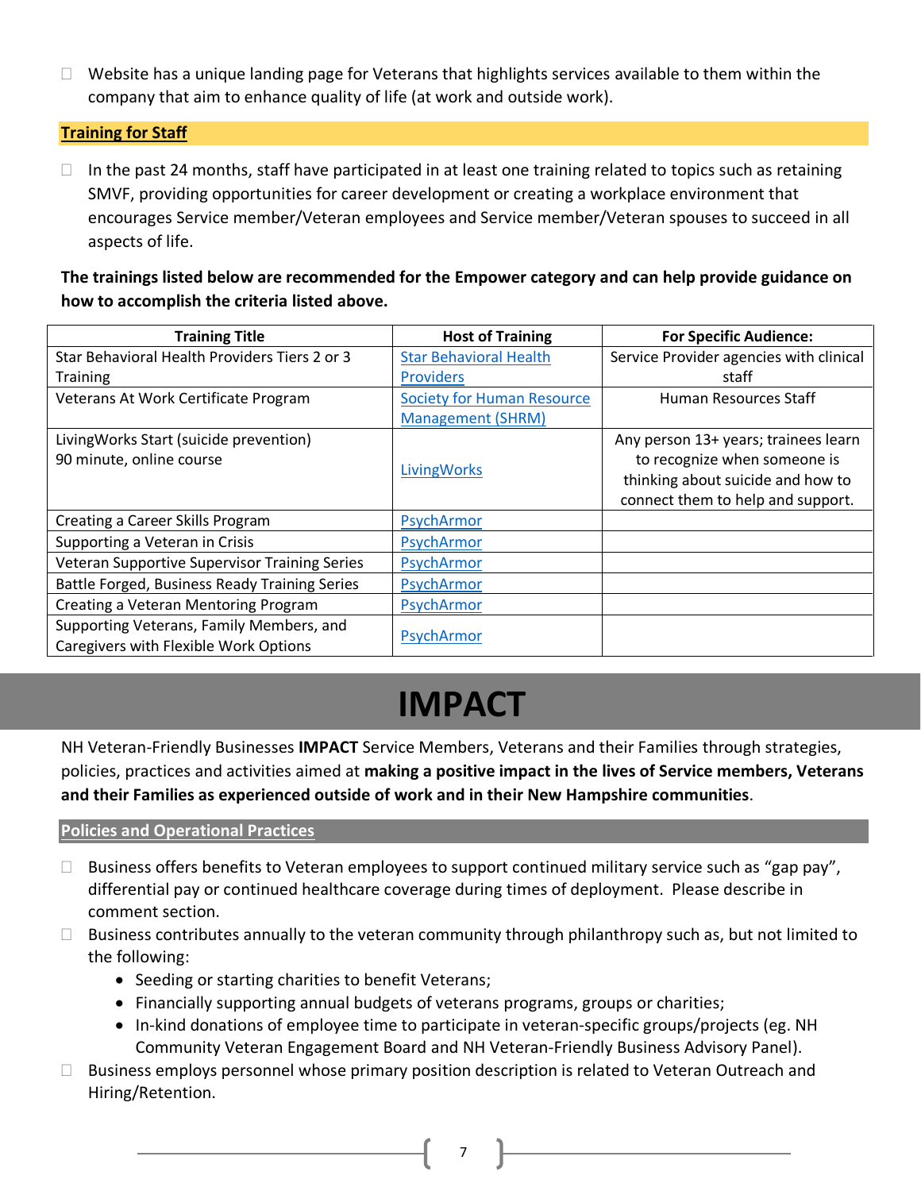- ☐ Website has a unique landing page for Veterans that highlights services available to them within the company that aim to enhance quality of life (at work and outside work).

**Training for Staff**

- ☐ In the past 24 months, staff have participated in at least one training related to topics such as retaining SMVF, providing opportunities for career development or creating a workplace environment that encourages Service member/Veteran employees and Service member/Veteran spouses to succeed in all aspects of life.

**The trainings listed below are recommended for the Empower category and can help provide guidance on how to accomplish the criteria listed above.**

| Training Title | Host of Training | For Specific Audience: |
|---|---|---|
| Star Behavioral Health Providers Tiers 2 or 3 Training | Star Behavioral Health Providers | Service Provider agencies with clinical staff |
| Veterans At Work Certificate Program | Society for Human Resource Management (SHRM) | Human Resources Staff |
| LivingWorks Start (suicide prevention) 90 minute, online course | LivingWorks | Any person 13+ years; trainees learn to recognize when someone is thinking about suicide and how to connect them to help and support. |
| Creating a Career Skills Program | PsychArmor | |
| Supporting a Veteran in Crisis | PsychArmor | |
| Veteran Supportive Supervisor Training Series | PsychArmor | |
| Battle Forged, Business Ready Training Series | PsychArmor | |
| Creating a Veteran Mentoring Program | PsychArmor | |
| Supporting Veterans, Family Members, and Caregivers with Flexible Work Options | PsychArmor | |

# IMPACT

NH Veteran-Friendly Businesses **IMPACT** Service Members, Veterans and their Families through strategies, policies, practices and activities aimed at **making a positive impact in the lives of Service members, Veterans and their Families as experienced outside of work and in their New Hampshire communities**.

**Policies and Operational Practices**

- ☐ Business offers benefits to Veteran employees to support continued military service such as "gap pay", differential pay or continued healthcare coverage during times of deployment. Please describe in comment section.
- ☐ Business contributes annually to the veteran community through philanthropy such as, but not limited to the following:
  - Seeding or starting charities to benefit Veterans;
  - Financially supporting annual budgets of veterans programs, groups or charities;
  - In-kind donations of employee time to participate in veteran-specific groups/projects (eg. NH Community Veteran Engagement Board and NH Veteran-Friendly Business Advisory Panel).
- ☐ Business employs personnel whose primary position description is related to Veteran Outreach and Hiring/Retention.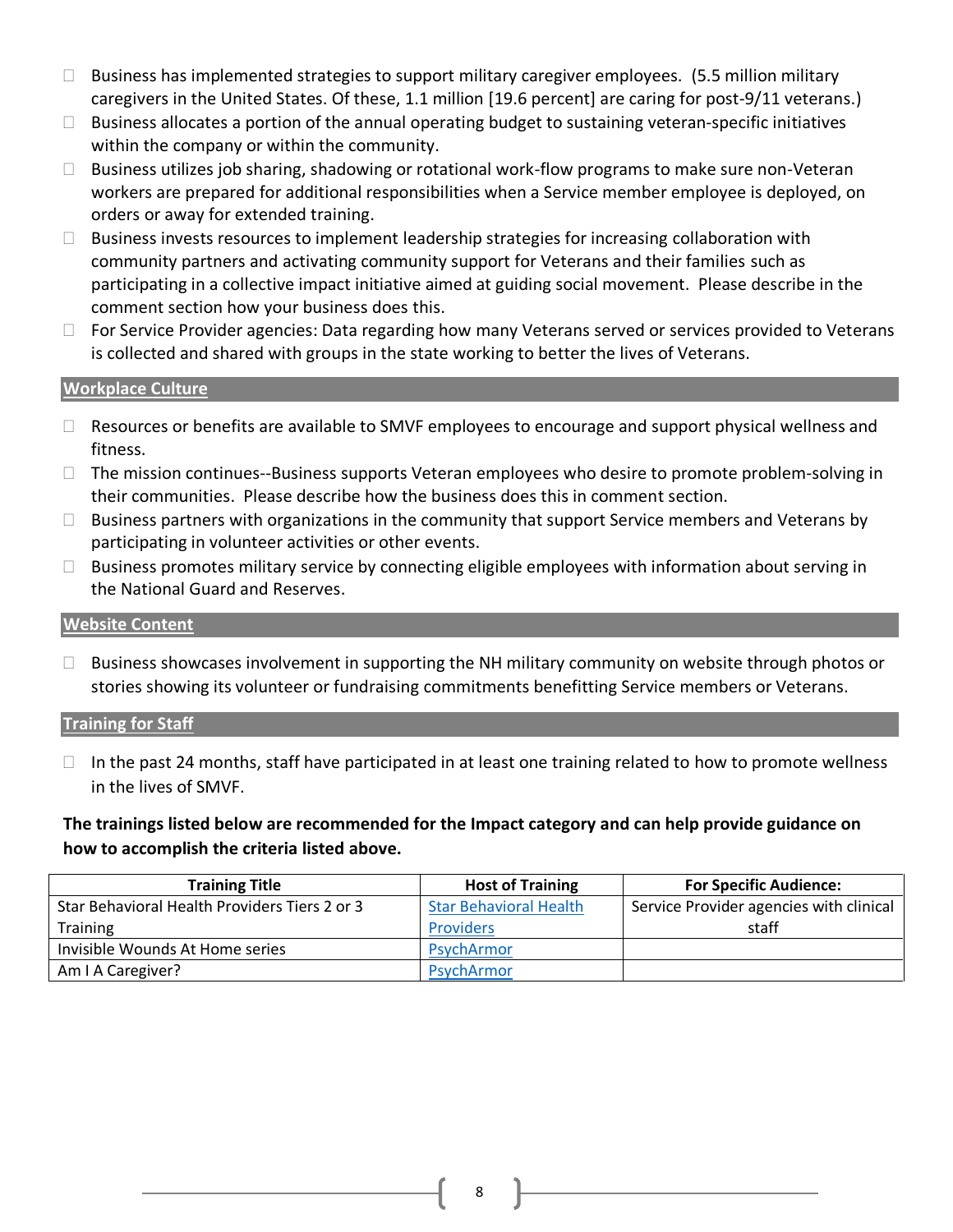- ☐ Business has implemented strategies to support military caregiver employees. (5.5 million military caregivers in the United States. Of these, 1.1 million [19.6 percent] are caring for post-9/11 veterans.)
- ☐ Business allocates a portion of the annual operating budget to sustaining veteran-specific initiatives within the company or within the community.
- ☐ Business utilizes job sharing, shadowing or rotational work-flow programs to make sure non-Veteran workers are prepared for additional responsibilities when a Service member employee is deployed, on orders or away for extended training.
- ☐ Business invests resources to implement leadership strategies for increasing collaboration with community partners and activating community support for Veterans and their families such as participating in a collective impact initiative aimed at guiding social movement. Please describe in the comment section how your business does this.
- ☐ For Service Provider agencies: Data regarding how many Veterans served or services provided to Veterans is collected and shared with groups in the state working to better the lives of Veterans.

## Workplace Culture

- ☐ Resources or benefits are available to SMVF employees to encourage and support physical wellness and fitness.
- ☐ The mission continues--Business supports Veteran employees who desire to promote problem-solving in their communities. Please describe how the business does this in comment section.
- ☐ Business partners with organizations in the community that support Service members and Veterans by participating in volunteer activities or other events.
- ☐ Business promotes military service by connecting eligible employees with information about serving in the National Guard and Reserves.

## Website Content

- ☐ Business showcases involvement in supporting the NH military community on website through photos or stories showing its volunteer or fundraising commitments benefitting Service members or Veterans.

## Training for Staff

- ☐ In the past 24 months, staff have participated in at least one training related to how to promote wellness in the lives of SMVF.

**The trainings listed below are recommended for the Impact category and can help provide guidance on how to accomplish the criteria listed above.**

| Training Title | Host of Training | For Specific Audience: |
|---|---|---|
| Star Behavioral Health Providers Tiers 2 or 3 Training | Star Behavioral Health Providers | Service Provider agencies with clinical staff |
| Invisible Wounds At Home series | PsychArmor | |
| Am I A Caregiver? | PsychArmor | |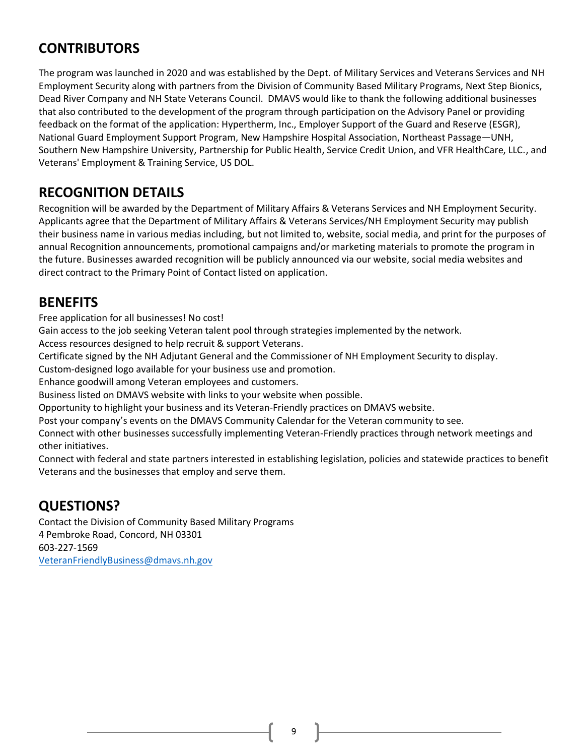## CONTRIBUTORS

The program was launched in 2020 and was established by the Dept. of Military Services and Veterans Services and NH Employment Security along with partners from the Division of Community Based Military Programs, Next Step Bionics, Dead River Company and NH State Veterans Council. DMAVS would like to thank the following additional businesses that also contributed to the development of the program through participation on the Advisory Panel or providing feedback on the format of the application: Hypertherm, Inc., Employer Support of the Guard and Reserve (ESGR), National Guard Employment Support Program, New Hampshire Hospital Association, Northeast Passage—UNH, Southern New Hampshire University, Partnership for Public Health, Service Credit Union, and VFR HealthCare, LLC., and Veterans' Employment & Training Service, US DOL.

## RECOGNITION DETAILS

Recognition will be awarded by the Department of Military Affairs & Veterans Services and NH Employment Security. Applicants agree that the Department of Military Affairs & Veterans Services/NH Employment Security may publish their business name in various medias including, but not limited to, website, social media, and print for the purposes of annual Recognition announcements, promotional campaigns and/or marketing materials to promote the program in the future. Businesses awarded recognition will be publicly announced via our website, social media websites and direct contract to the Primary Point of Contact listed on application.

## BENEFITS

Free application for all businesses! No cost!
Gain access to the job seeking Veteran talent pool through strategies implemented by the network.
Access resources designed to help recruit & support Veterans.
Certificate signed by the NH Adjutant General and the Commissioner of NH Employment Security to display.
Custom-designed logo available for your business use and promotion.
Enhance goodwill among Veteran employees and customers.
Business listed on DMAVS website with links to your website when possible.
Opportunity to highlight your business and its Veteran-Friendly practices on DMAVS website.
Post your company's events on the DMAVS Community Calendar for the Veteran community to see.
Connect with other businesses successfully implementing Veteran-Friendly practices through network meetings and other initiatives.
Connect with federal and state partners interested in establishing legislation, policies and statewide practices to benefit Veterans and the businesses that employ and serve them.

## QUESTIONS?

Contact the Division of Community Based Military Programs
4 Pembroke Road, Concord, NH 03301
603-227-1569
VeteranFriendlyBusiness@dmavs.nh.gov